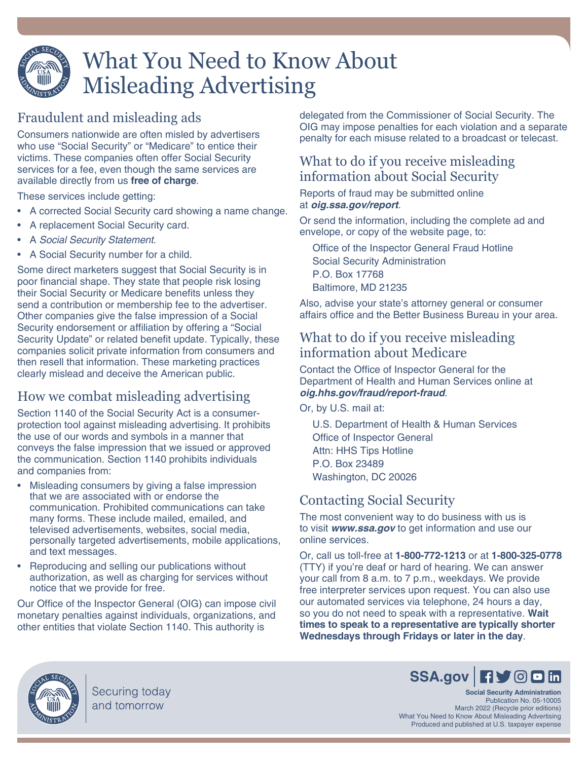# What You Need to Know About Misleading Advertising

## Fraudulent and misleading ads

Consumers nationwide are often misled by advertisers who use "Social Security" or "Medicare" to entice their victims. These companies often offer Social Security services for a fee, even though the same services are available directly from us **free of charge**.

These services include getting:

- A corrected Social Security card showing a name change.
- A replacement Social Security card.
- A *Social Security Statement*.
- A Social Security number for a child.

Some direct marketers suggest that Social Security is in poor financial shape. They state that people risk losing their Social Security or Medicare benefits unless they send a contribution or membership fee to the advertiser. Other companies give the false impression of a Social Security endorsement or affiliation by offering a "Social Security Update" or related benefit update. Typically, these companies solicit private information from consumers and then resell that information. These marketing practices clearly mislead and deceive the American public.

## How we combat misleading advertising

Section 1140 of the Social Security Act is a consumer-protection tool against misleading advertising. It prohibits the use of our words and symbols in a manner that conveys the false impression that we issued or approved the communication. Section 1140 prohibits individuals and companies from:

- Misleading consumers by giving a false impression that we are associated with or endorse the communication. Prohibited communications can take many forms. These include mailed, emailed, and televised advertisements, websites, social media, personally targeted advertisements, mobile applications, and text messages.
- Reproducing and selling our publications without authorization, as well as charging for services without notice that we provide for free.

Our Office of the Inspector General (OIG) can impose civil monetary penalties against individuals, organizations, and other entities that violate Section 1140. This authority is delegated from the Commissioner of Social Security. The OIG may impose penalties for each violation and a separate penalty for each misuse related to a broadcast or telecast.

## What to do if you receive misleading information about Social Security

Reports of fraud may be submitted online at ***oig.ssa.gov/report***.

Or send the information, including the complete ad and envelope, or copy of the website page, to:

Office of the Inspector General Fraud Hotline
Social Security Administration
P.O. Box 17768
Baltimore, MD 21235

Also, advise your state's attorney general or consumer affairs office and the Better Business Bureau in your area.

## What to do if you receive misleading information about Medicare

Contact the Office of Inspector General for the Department of Health and Human Services online at ***oig.hhs.gov/fraud/report-fraud***.

Or, by U.S. mail at:

U.S. Department of Health & Human Services
Office of Inspector General
Attn: HHS Tips Hotline
P.O. Box 23489
Washington, DC 20026

## Contacting Social Security

The most convenient way to do business with us is to visit ***www.ssa.gov*** to get information and use our online services.

Or, call us toll-free at **1-800-772-1213** or at **1-800-325-0778** (TTY) if you're deaf or hard of hearing. We can answer your call from 8 a.m. to 7 p.m., weekdays. We provide free interpreter services upon request. You can also use our automated services via telephone, 24 hours a day, so you do not need to speak with a representative. **Wait times to speak to a representative are typically shorter Wednesdays through Fridays or later in the day**.

Securing today and tomorrow

SSA.gov

**Social Security Administration**
Publication No. 05-10005
March 2022 (Recycle prior editions)
What You Need to Know About Misleading Advertising
Produced and published at U.S. taxpayer expense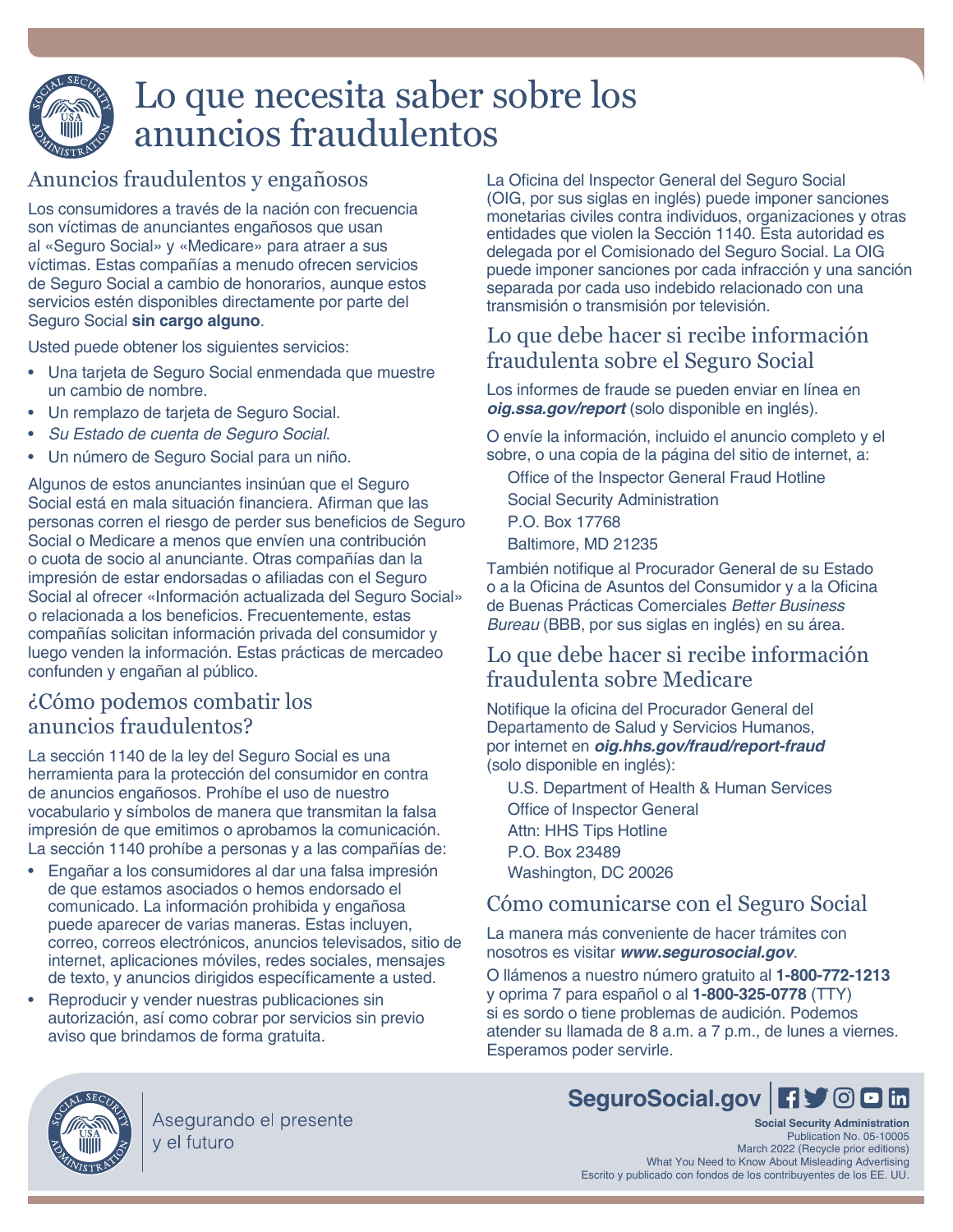# Lo que necesita saber sobre los anuncios fraudulentos

## Anuncios fraudulentos y engañosos

Los consumidores a través de la nación con frecuencia son víctimas de anunciantes engañosos que usan al «Seguro Social» y «Medicare» para atraer a sus víctimas. Estas compañías a menudo ofrecen servicios de Seguro Social a cambio de honorarios, aunque estos servicios estén disponibles directamente por parte del Seguro Social **sin cargo alguno**.

Usted puede obtener los siguientes servicios:

- Una tarjeta de Seguro Social enmendada que muestre un cambio de nombre.
- Un remplazo de tarjeta de Seguro Social.
- *Su Estado de cuenta de Seguro Social*.
- Un número de Seguro Social para un niño.

Algunos de estos anunciantes insinúan que el Seguro Social está en mala situación financiera. Afirman que las personas corren el riesgo de perder sus beneficios de Seguro Social o Medicare a menos que envíen una contribución o cuota de socio al anunciante. Otras compañías dan la impresión de estar endosadas o afiliadas con el Seguro Social al ofrecer «Información actualizada del Seguro Social» o relacionada a los beneficios. Frecuentemente, estas compañías solicitan información privada del consumidor y luego venden la información. Estas prácticas de mercadeo confunden y engañan al público.

## ¿Cómo podemos combatir los anuncios fraudulentos?

La sección 1140 de la ley del Seguro Social es una herramienta para la protección del consumidor en contra de anuncios engañosos. Prohíbe el uso de nuestro vocabulario y símbolos de manera que transmitan la falsa impresión de que emitimos o aprobamos la comunicación. La sección 1140 prohíbe a personas y a las compañías de:

- Engañar a los consumidores al dar una falsa impresión de que estamos asociados o hemos endosado el comunicado. La información prohibida y engañosa puede aparecer de varias maneras. Estas incluyen, correo, correos electrónicos, anuncios televisados, sitio de internet, aplicaciones móviles, redes sociales, mensajes de texto, y anuncios dirigidos específicamente a usted.
- Reproducir y vender nuestras publicaciones sin autorización, así como cobrar por servicios sin previo aviso que brindamos de forma gratuita.

La Oficina del Inspector General del Seguro Social (OIG, por sus siglas en inglés) puede imponer sanciones monetarias civiles contra individuos, organizaciones y otras entidades que violen la Sección 1140. Esta autoridad es delegada por el Comisionado del Seguro Social. La OIG puede imponer sanciones por cada infracción y una sanción separada por cada uso indebido relacionado con una transmisión o transmisión por televisión.

## Lo que debe hacer si recibe información fraudulenta sobre el Seguro Social

Los informes de fraude se pueden enviar en línea en ***oig.ssa.gov/report*** (solo disponible en inglés).

O envíe la información, incluido el anuncio completo y el sobre, o una copia de la página del sitio de internet, a:

Office of the Inspector General Fraud Hotline
Social Security Administration
P.O. Box 17768
Baltimore, MD 21235

También notifique al Procurador General de su Estado o a la Oficina de Asuntos del Consumidor y a la Oficina de Buenas Prácticas Comerciales *Better Business Bureau* (BBB, por sus siglas en inglés) en su área.

## Lo que debe hacer si recibe información fraudulenta sobre Medicare

Notifique la oficina del Procurador General del Departamento de Salud y Servicios Humanos, por internet en ***oig.hhs.gov/fraud/report-fraud*** (solo disponible en inglés):

U.S. Department of Health & Human Services
Office of Inspector General
Attn: HHS Tips Hotline
P.O. Box 23489
Washington, DC 20026

## Cómo comunicarse con el Seguro Social

La manera más conveniente de hacer trámites con nosotros es visitar ***www.segurosocial.gov***.

O llámenos a nuestro número gratuito al **1-800-772-1213** y oprima 7 para español o al **1-800-325-0778** (TTY) si es sordo o tiene problemas de audición. Podemos atender su llamada de 8 a.m. a 7 p.m., de lunes a viernes. Esperamos poder servirle.

Asegurando el presente y el futuro

**SeguroSocial.gov**

**Social Security Administration**
Publication No. 05-10005
March 2022 (Recycle prior editions)
What You Need to Know About Misleading Advertising
Escrito y publicado con fondos de los contribuyentes de los EE. UU.